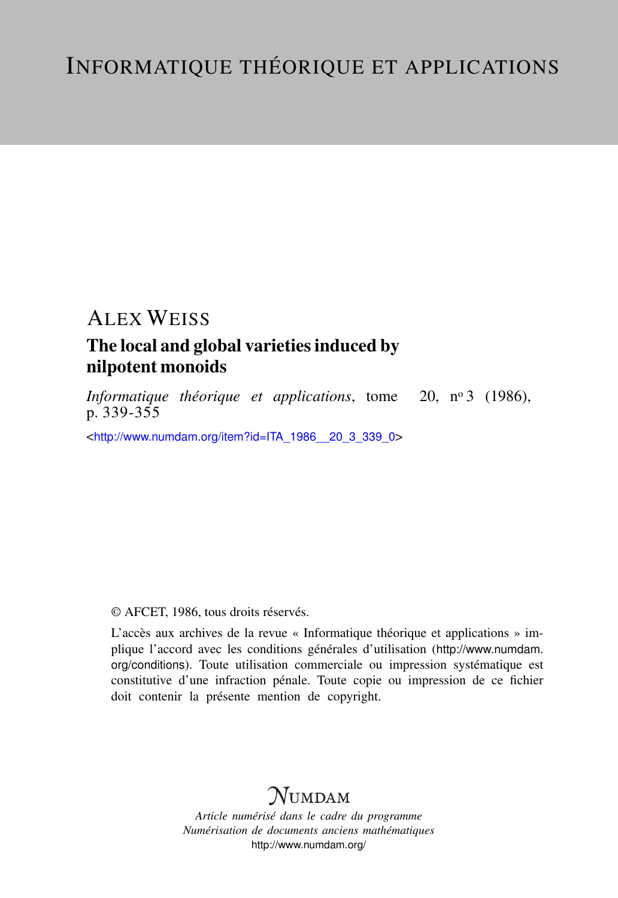# INFORMATIQUE THÉORIQUE ET APPLICATIONS

## ALEX WEISS

## The local and global varieties induced by nilpotent monoids

*Informatique théorique et applications*, tome 20, n° 3 (1986), p. 339-355

<http://www.numdam.org/item?id=ITA_1986__20_3_339_0>

© AFCET, 1986, tous droits réservés.

L'accès aux archives de la revue « Informatique théorique et applications » implique l'accord avec les conditions générales d'utilisation (http://www.numdam.org/conditions). Toute utilisation commerciale ou impression systématique est constitutive d'une infraction pénale. Toute copie ou impression de ce fichier doit contenir la présente mention de copyright.

NUMDAM

*Article numérisé dans le cadre du programme*
*Numérisation de documents anciens mathématiques*
http://www.numdam.org/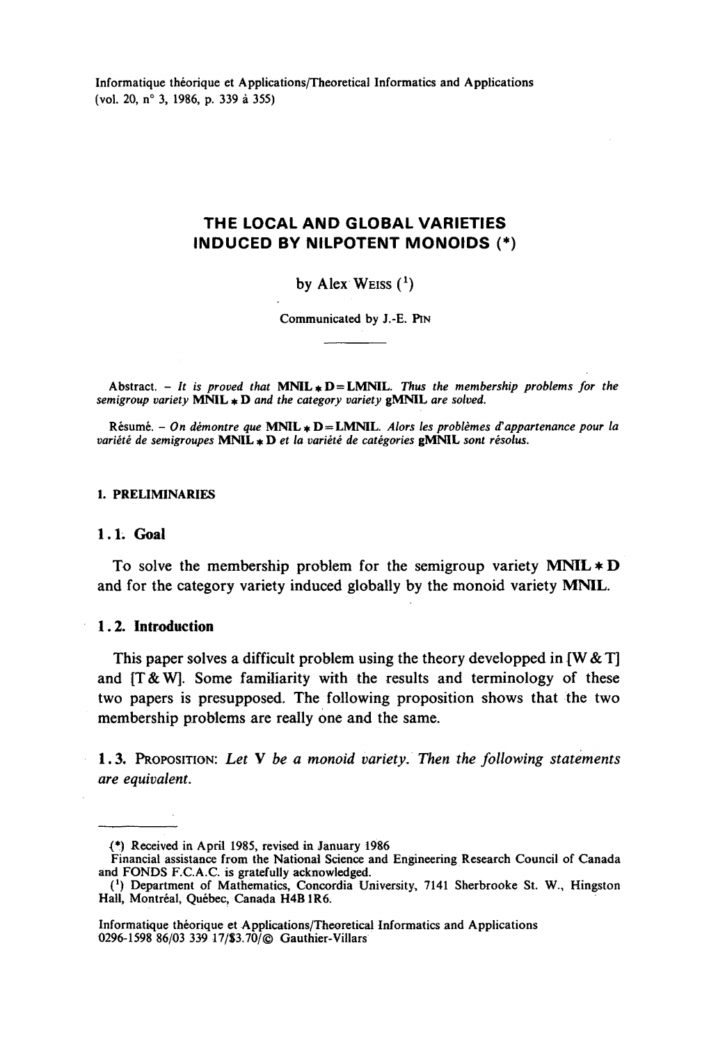# THE LOCAL AND GLOBAL VARIETIES INDUCED BY NILPOTENT MONOIDS (*)

by Alex WEISS ([1])

Communicated by J.-E. PIN

Abstract. – *It is proved that* **MNIL** $*$ **D** = **LMNIL**. *Thus the membership problems for the semigroup variety* **MNIL** $*$ **D** *and the category variety* **gMNIL** *are solved.*

Résumé. – *On démontre que* **MNIL** $*$ **D** = **LMNIL**. *Alors les problèmes d'appartenance pour la variété de semigroupes* **MNIL** $*$ **D** *et la variété de catégories* **gMNIL** *sont résolus.*

## 1. PRELIMINARIES

### 1.1. Goal

To solve the membership problem for the semigroup variety **MNIL** $*$ **D** and for the category variety induced globally by the monoid variety **MNIL**.

### 1.2. Introduction

This paper solves a difficult problem using the theory developped in [W & T] and [T & W]. Some familiarity with the results and terminology of these two papers is presupposed. The following proposition shows that the two membership problems are really one and the same.

**1.3.** PROPOSITION: *Let* **V** *be a monoid variety. Then the following statements are equivalent.*

---

(*) Received in April 1985, revised in January 1986

Financial assistance from the National Science and Engineering Research Council of Canada and FONDS F.C.A.C. is gratefully acknowledged.

([1]) Department of Mathematics, Concordia University, 7141 Sherbrooke St. W., Hingston Hall, Montréal, Québec, Canada H4B 1R6.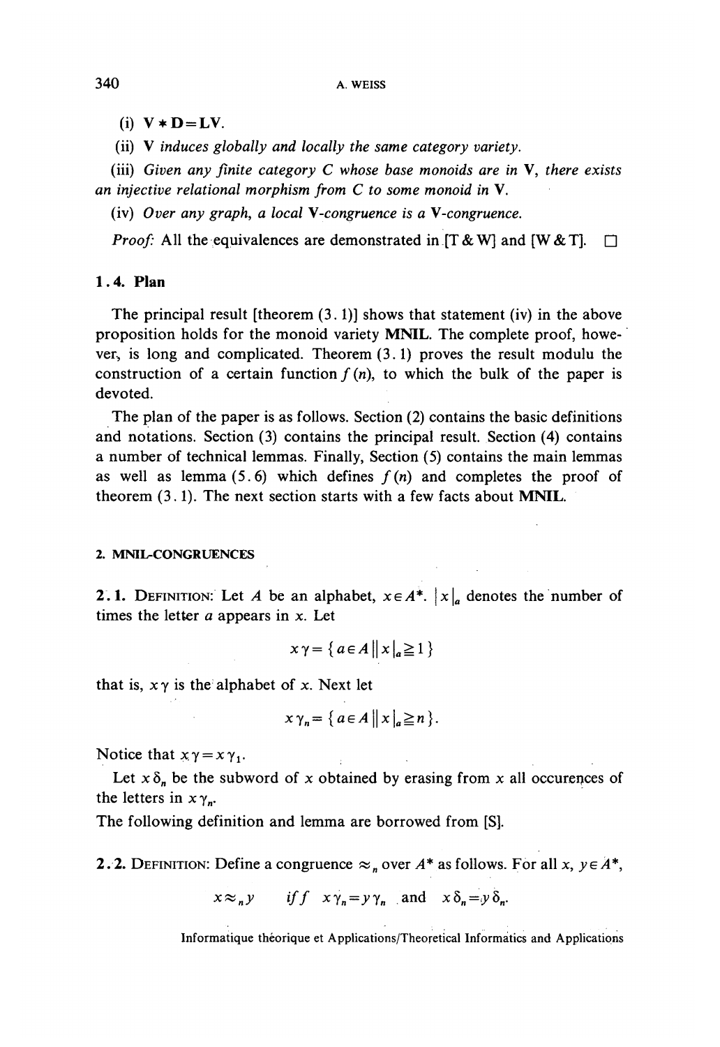(i) $\mathbf{V} * \mathbf{D} = \mathbf{LV}$.

(ii) $\mathbf{V}$ *induces globally and locally the same category variety.*

(iii) *Given any finite category C whose base monoids are in* $\mathbf{V}$, *there exists an injective relational morphism from C to some monoid in* $\mathbf{V}$.

(iv) *Over any graph, a local* $\mathbf{V}$*-congruence is a* $\mathbf{V}$*-congruence.*

*Proof:* All the equivalences are demonstrated in [T & W] and [W & T]. □

### 1.4. Plan

The principal result [theorem (3.1)] shows that statement (iv) in the above proposition holds for the monoid variety **MNIL**. The complete proof, however, is long and complicated. Theorem (3.1) proves the result modulu the construction of a certain function $f(n)$, to which the bulk of the paper is devoted.

The plan of the paper is as follows. Section (2) contains the basic definitions and notations. Section (3) contains the principal result. Section (4) contains a number of technical lemmas. Finally, Section (5) contains the main lemmas as well as lemma (5.6) which defines $f(n)$ and completes the proof of theorem (3.1). The next section starts with a few facts about **MNIL**.

## 2. MNIL-CONGRUENCES

**2.1.** Definition: Let $A$ be an alphabet, $x \in A^*$. $|x|_a$ denotes the number of times the letter $a$ appears in $x$. Let

$$x\gamma = \{ a \in A \,\|\, |x|_a \geqq 1 \}$$

that is, $x\gamma$ is the alphabet of $x$. Next let

$$x\gamma_n = \{ a \in A \,\|\, |x|_a \geqq n \}.$$

Notice that $x\gamma = x\gamma_1$.

Let $x\delta_n$ be the subword of $x$ obtained by erasing from $x$ all occurences of the letters in $x\gamma_n$.

The following definition and lemma are borrowed from [S].

**2.2.** Definition: Define a congruence $\approx_n$ over $A^*$ as follows. For all $x, y \in A^*$,

$$x \approx_n y \quad \textit{iff} \quad x\gamma_n = y\gamma_n \text{ and } x\delta_n = y\delta_n.$$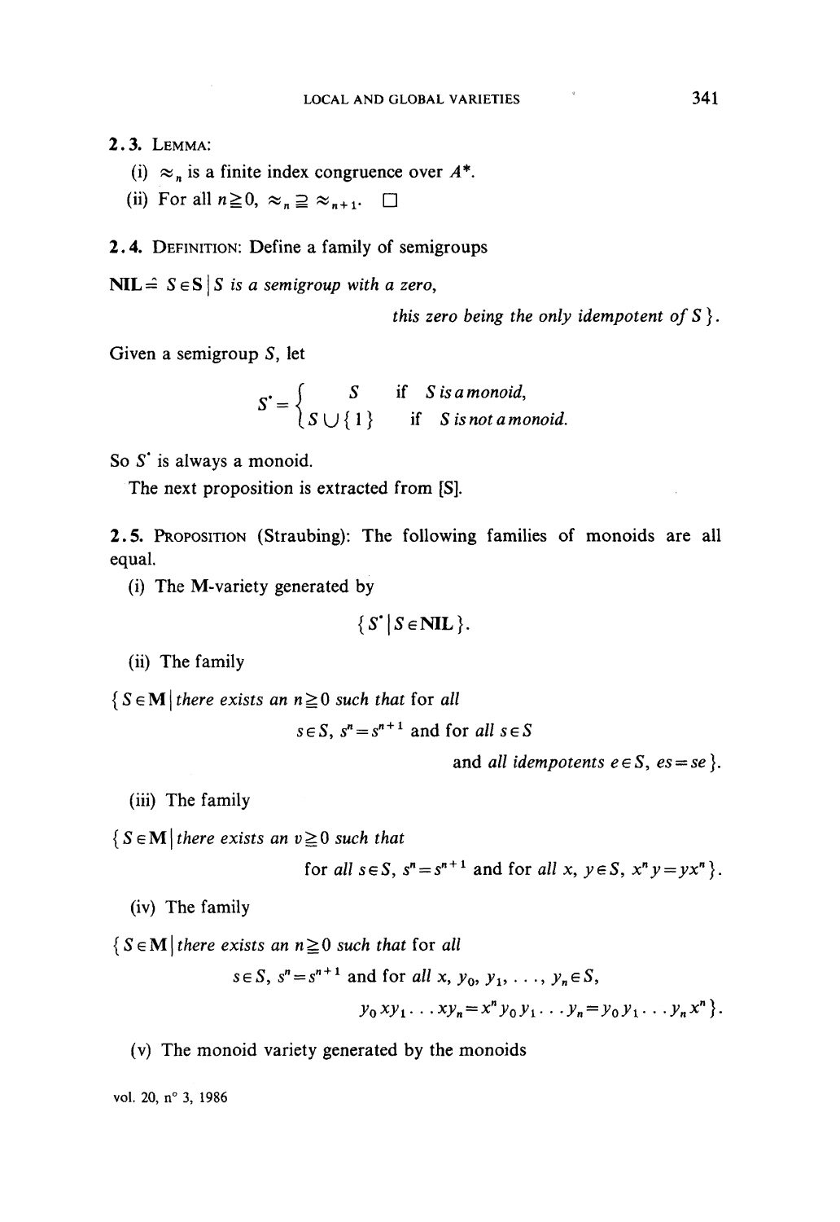**2.3. Lemma:**

(i) $\approx_n$ is a finite index congruence over $A^*$.

(ii) For all $n \geqq 0$, $\approx_n \supseteq \approx_{n+1}$. □

**2.4. Definition:** Define a family of semigroups

$\mathbf{NIL} \hat{=} S \in \mathbf{S} \mid S$ *is a semigroup with a zero,*

*this zero being the only idempotent of* $S$ }.

Given a semigroup $S$, let

$$S^{\bullet} = \begin{cases} S & \text{if } S \text{ is a monoid,} \\ S \cup \{1\} & \text{if } S \text{ is not a monoid.} \end{cases}$$

So $S^{\bullet}$ is always a monoid.

The next proposition is extracted from [S].

**2.5. Proposition** (Straubing): The following families of monoids are all equal.

(i) The **M**-variety generated by

$$\{S^{\bullet} \mid S \in \mathbf{NIL}\}.$$

(ii) The family

$\{S \in \mathbf{M} \mid$ *there exists an* $n \geqq 0$ *such that* for *all*

$s \in S$, $s^n = s^{n+1}$ and for *all* $s \in S$

and *all idempotents* $e \in S$, $es = se$ }.

(iii) The family

$\{S \in \mathbf{M} \mid$ *there exists an* $v \geqq 0$ *such that*

for *all* $s \in S$, $s^n = s^{n+1}$ and for *all* $x, y \in S$, $x^n y = y x^n$ }.

(iv) The family

$\{S \in \mathbf{M} \mid$ *there exists an* $n \geqq 0$ *such that* for *all*

$s \in S$, $s^n = s^{n+1}$ and for *all* $x, y_0, y_1, \ldots, y_n \in S$,

$y_0 x y_1 \ldots x y_n = x^n y_0 y_1 \ldots y_n = y_0 y_1 \ldots y_n x^n$ }.

(v) The monoid variety generated by the monoids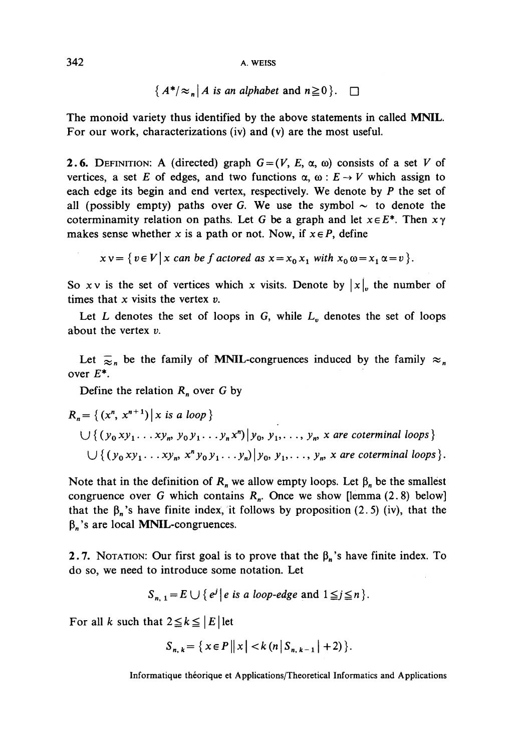$$\{ A^*/\approx_n \mid A \text{ is an alphabet and } n \geqq 0 \}. \quad \square$$

The monoid variety thus identified by the above statements in called **MNIL**. For our work, characterizations (iv) and (v) are the most useful.

2.6. DEFINITION: A (directed) graph $G = (V, E, \alpha, \omega)$ consists of a set $V$ of vertices, a set $E$ of edges, and two functions $\alpha, \omega : E \to V$ which assign to each edge its begin and end vertex, respectively. We denote by $P$ the set of all (possibly empty) paths over $G$. We use the symbol $\sim$ to denote the coterminamity relation on paths. Let $G$ be a graph and let $x \in E^*$. Then $x\gamma$ makes sense whether $x$ is a path or not. Now, if $x \in P$, define

$$x\mathrm{v} = \{ v \in V \mid x \text{ can be factored as } x = x_0 x_1 \text{ with } x_0\omega = x_1\alpha = v \}.$$

So $x\mathrm{v}$ is the set of vertices which $x$ visits. Denote by $|x|_v$ the number of times that $x$ visits the vertex $v$.

Let $L$ denotes the set of loops in $G$, while $L_v$ denotes the set of loops about the vertex $v$.

Let $\bar{\approx}_n$ be the family of **MNIL**-congruences induced by the family $\approx_n$ over $E^*$.

Define the relation $R_n$ over $G$ by

$$
\begin{aligned}
R_n = &\{ (x^n, x^{n+1}) \mid x \text{ is a loop} \} \\
&\cup \{ (y_0 x y_1 \ldots x y_n,\, y_0 y_1 \ldots y_n x^n) \mid y_0, y_1, \ldots, y_n, x \text{ are coterminal loops} \} \\
&\cup \{ (y_0 x y_1 \ldots x y_n,\, x^n y_0 y_1 \ldots y_n) \mid y_0, y_1, \ldots, y_n, x \text{ are coterminal loops} \}.
\end{aligned}
$$

Note that in the definition of $R_n$ we allow empty loops. Let $\beta_n$ be the smallest congruence over $G$ which contains $R_n$. Once we show [lemma (2.8) below] that the $\beta_n$'s have finite index, it follows by proposition (2.5) (iv), that the $\beta_n$'s are local **MNIL**-congruences.

2.7. NOTATION: Our first goal is to prove that the $\beta_n$'s have finite index. To do so, we need to introduce some notation. Let

$$S_{n,1} = E \cup \{ e^j \mid e \text{ is a loop-edge and } 1 \leqq j \leqq n \}.$$

For all $k$ such that $2 \leqq k \leqq |E|$ let

$$S_{n,k} = \{ x \in P \,\|\, x| < k(n|S_{n,k-1}| + 2) \}.$$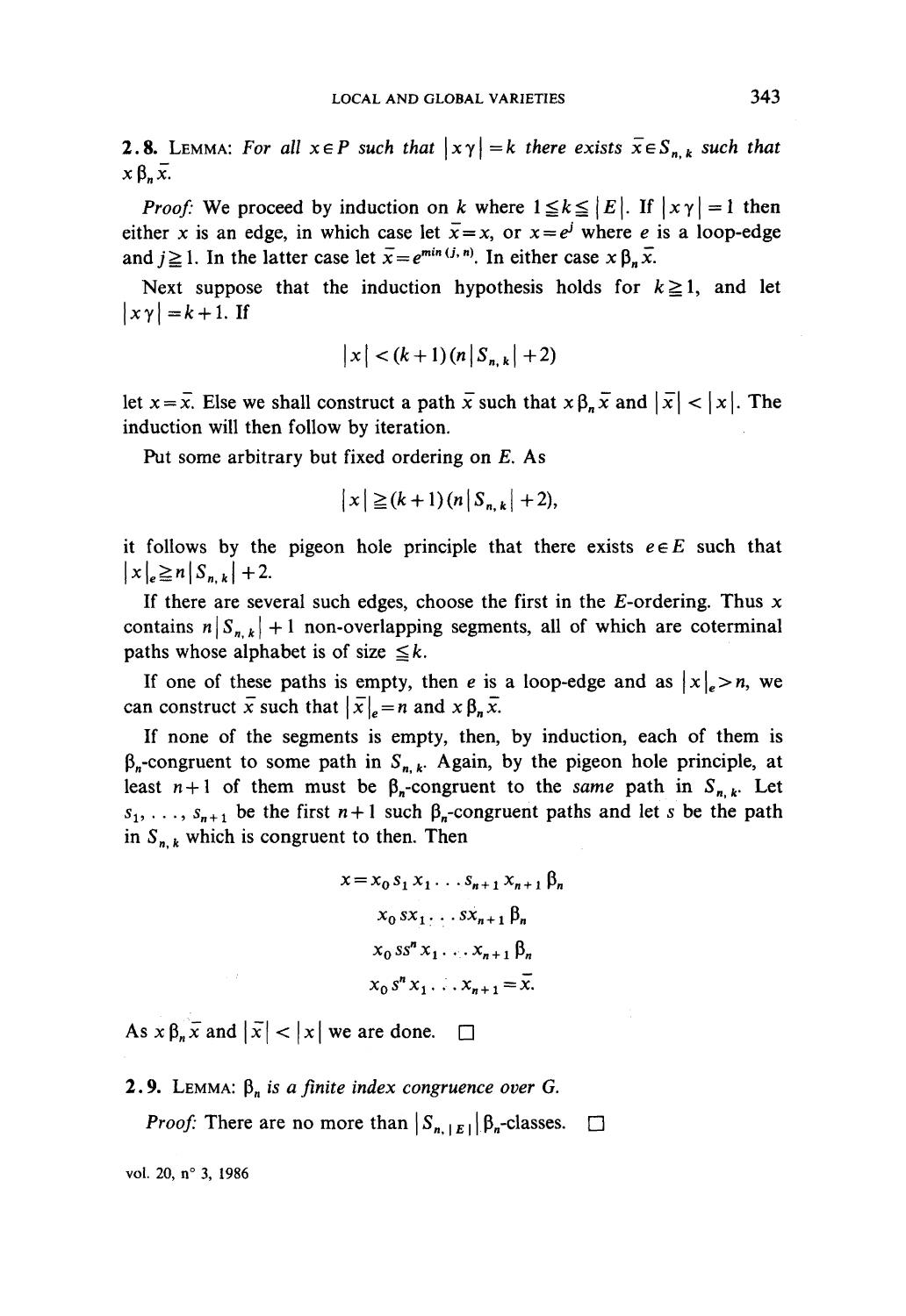**2.8.** LEMMA: *For all $x \in P$ such that $|x\gamma| = k$ there exists $\bar{x} \in S_{n,k}$ such that $x \beta_n \bar{x}$.*

*Proof:* We proceed by induction on $k$ where $1 \leqq k \leqq |E|$. If $|x\gamma| = 1$ then either $x$ is an edge, in which case let $\bar{x} = x$, or $x = e^j$ where $e$ is a loop-edge and $j \geqq 1$. In the latter case let $\bar{x} = e^{\min(j,n)}$. In either case $x \beta_n \bar{x}$.

Next suppose that the induction hypothesis holds for $k \geqq 1$, and let $|x\gamma| = k+1$. If

$$|x| < (k+1)(n|S_{n,k}| + 2)$$

let $x = \bar{x}$. Else we shall construct a path $\bar{x}$ such that $x \beta_n \bar{x}$ and $|\bar{x}| < |x|$. The induction will then follow by iteration.

Put some arbitrary but fixed ordering on $E$. As

$$|x| \geqq (k+1)(n|S_{n,k}| + 2),$$

it follows by the pigeon hole principle that there exists $e \in E$ such that $|x|_e \geqq n|S_{n,k}| + 2$.

If there are several such edges, choose the first in the $E$-ordering. Thus $x$ contains $n|S_{n,k}| + 1$ non-overlapping segments, all of which are coterminal paths whose alphabet is of size $\leqq k$.

If one of these paths is empty, then $e$ is a loop-edge and as $|x|_e > n$, we can construct $\bar{x}$ such that $|\bar{x}|_e = n$ and $x \beta_n \bar{x}$.

If none of the segments is empty, then, by induction, each of them is $\beta_n$-congruent to some path in $S_{n,k}$. Again, by the pigeon hole principle, at least $n+1$ of them must be $\beta_n$-congruent to the *same* path in $S_{n,k}$. Let $s_1, \ldots, s_{n+1}$ be the first $n+1$ such $\beta_n$-congruent paths and let $s$ be the path in $S_{n,k}$ which is congruent to then. Then

$$
\begin{aligned}
x = x_0 s_1 x_1 \ldots s_{n+1} x_{n+1} \; & \beta_n \\
x_0 s x_1 \ldots s x_{n+1} \; & \beta_n \\
x_0 s s^n x_1 \ldots x_{n+1} \; & \beta_n \\
x_0 s^n x_1 \ldots x_{n+1} & = \bar{x}.
\end{aligned}
$$

As $x \beta_n \bar{x}$ and $|\bar{x}| < |x|$ we are done. $\square$

**2.9.** LEMMA: *$\beta_n$ is a finite index congruence over $G$.*

*Proof:* There are no more than $|S_{n,|E|}|$ $\beta_n$-classes. $\square$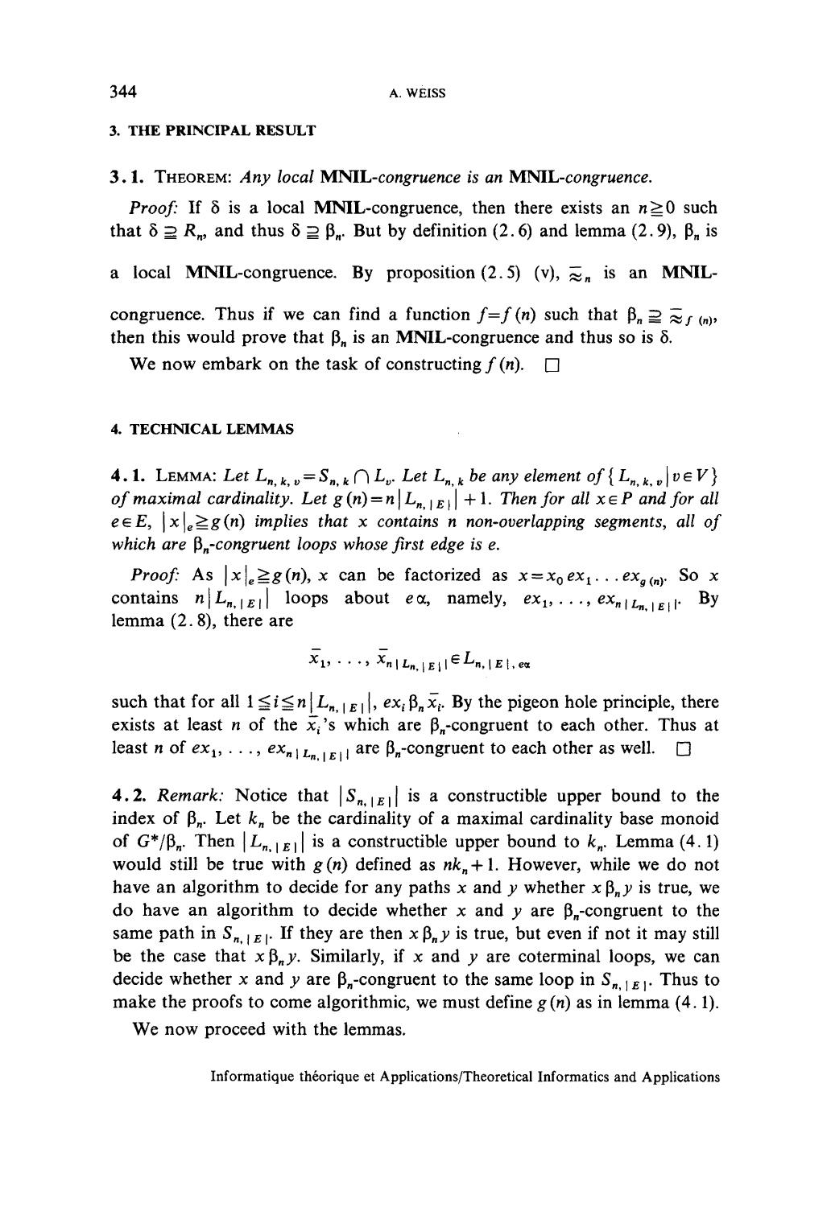## 3. THE PRINCIPAL RESULT

**3.1.** Theorem: *Any local* **MNIL**-*congruence is an* **MNIL**-*congruence.*

*Proof:* If $\delta$ is a local **MNIL**-congruence, then there exists an $n \geqq 0$ such that $\delta \supseteqq R_n$, and thus $\delta \supseteqq \beta_n$. But by definition (2.6) and lemma (2.9), $\beta_n$ is a local **MNIL**-congruence. By proposition (2.5) (v), $\approx_n$ is an **MNIL**-congruence. Thus if we can find a function $f = f(n)$ such that $\beta_n \supseteqq \approx_{f(n)}$, then this would prove that $\beta_n$ is an **MNIL**-congruence and thus so is $\delta$.

We now embark on the task of constructing $f(n)$. $\square$

## 4. TECHNICAL LEMMAS

**4.1.** Lemma: *Let $L_{n,k,v} = S_{n,k} \cap L_v$. Let $L_{n,k}$ be any element of $\{L_{n,k,v} \mid v \in V\}$ of maximal cardinality. Let $g(n) = n \mid L_{n,|E|} \mid + 1$. Then for all $x \in P$ and for all $e \in E$, $|x|_e \geqq g(n)$ implies that $x$ contains $n$ non-overlapping segments, all of which are $\beta_n$-congruent loops whose first edge is $e$.*

*Proof:* As $|x|_e \geqq g(n)$, $x$ can be factorized as $x = x_0 e x_1 \ldots e x_{g(n)}$. So $x$ contains $n \mid L_{n,|E|} \mid$ loops about $e\alpha$, namely, $e x_1, \ldots, e x_{n \mid L_{n,|E|} \mid}$. By lemma (2.8), there are

$$\bar{x}_1, \ldots, \bar{x}_{n \mid L_{n,|E|} \mid} \in L_{n,|E|,e\alpha}$$

such that for all $1 \leqq i \leqq n \mid L_{n,|E|} \mid$, $e x_i \beta_n \bar{x}_i$. By the pigeon hole principle, there exists at least $n$ of the $\bar{x}_i$'s which are $\beta_n$-congruent to each other. Thus at least $n$ of $e x_1, \ldots, e x_{n \mid L_{n,|E|} \mid}$ are $\beta_n$-congruent to each other as well. $\square$

**4.2.** *Remark:* Notice that $|S_{n,|E|}|$ is a constructible upper bound to the index of $\beta_n$. Let $k_n$ be the cardinality of a maximal cardinality base monoid of $G^*/\beta_n$. Then $|L_{n,|E|}|$ is a constructible upper bound to $k_n$. Lemma (4.1) would still be true with $g(n)$ defined as $n k_n + 1$. However, while we do not have an algorithm to decide for any paths $x$ and $y$ whether $x \beta_n y$ is true, we do have an algorithm to decide whether $x$ and $y$ are $\beta_n$-congruent to the same path in $S_{n,|E|}$. If they are then $x \beta_n y$ is true, but even if not it may still be the case that $x \beta_n y$. Similarly, if $x$ and $y$ are coterminal loops, we can decide whether $x$ and $y$ are $\beta_n$-congruent to the same loop in $S_{n,|E|}$. Thus to make the proofs to come algorithmic, we must define $g(n)$ as in lemma (4.1).

We now proceed with the lemmas.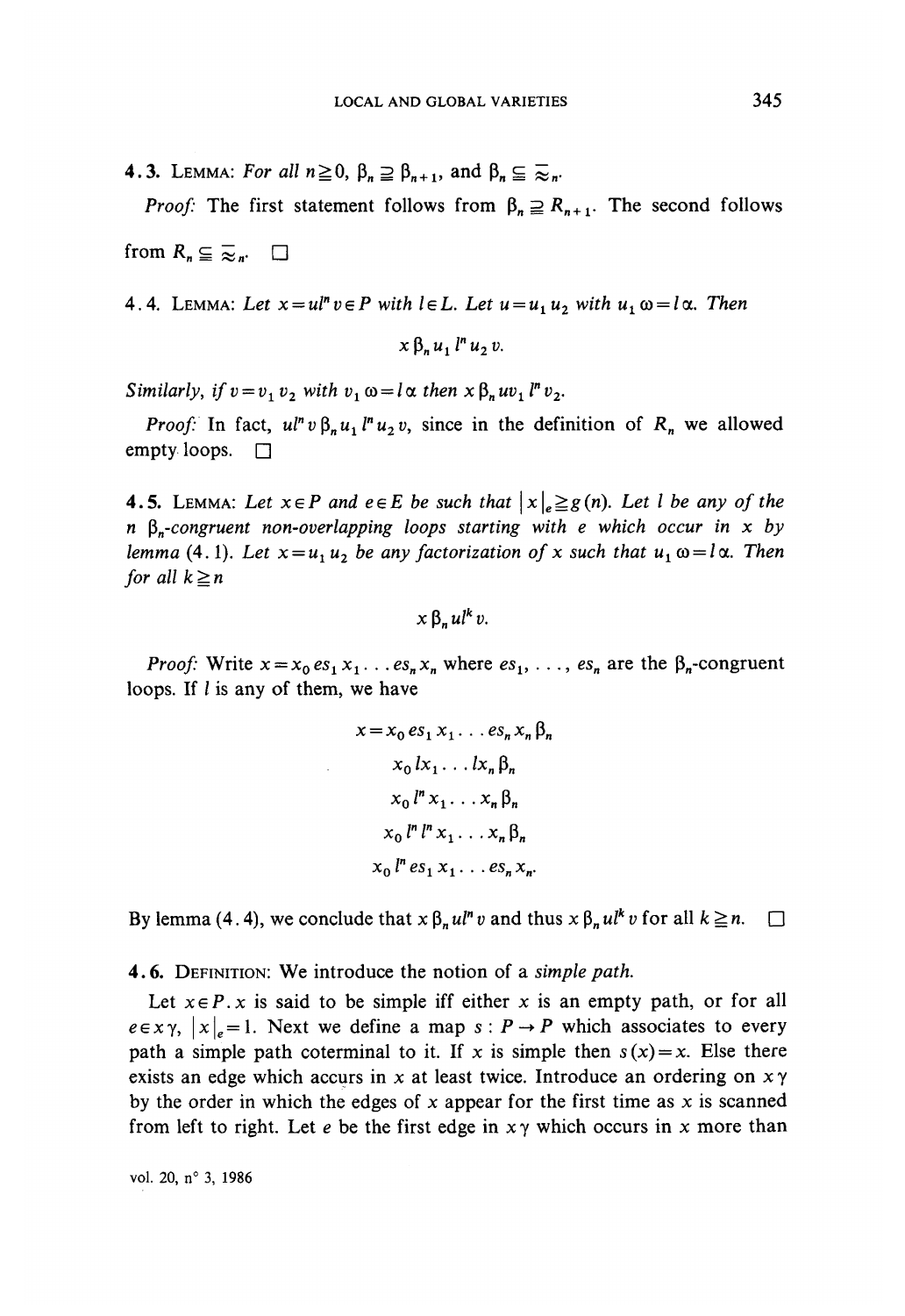**4.3. Lemma:** *For all $n \geqq 0$, $\beta_n \supseteqq \beta_{n+1}$, and $\beta_n \subseteqq \bar{\approx}_n$.*

*Proof:* The first statement follows from $\beta_n \supseteqq R_{n+1}$. The second follows from $R_n \subseteqq \bar{\approx}_n$. $\square$

**4.4. Lemma:** *Let $x = ul^n v \in P$ with $l \in L$. Let $u = u_1 u_2$ with $u_1 \omega = l\alpha$. Then*

$$x \, \beta_n \, u_1 l^n u_2 v.$$

*Similarly, if $v = v_1 v_2$ with $v_1 \omega = l\alpha$ then $x \, \beta_n \, uv_1 l^n v_2$.*

*Proof:* In fact, $ul^n v \, \beta_n \, u_1 l^n u_2 v$, since in the definition of $R_n$ we allowed empty loops. $\square$

**4.5. Lemma:** *Let $x \in P$ and $e \in E$ be such that $|x|_e \geqq g(n)$. Let $l$ be any of the $n$ $\beta_n$-congruent non-overlapping loops starting with $e$ which occur in $x$ by lemma (4.1). Let $x = u_1 u_2$ be any factorization of $x$ such that $u_1 \omega = l\alpha$. Then for all $k \geqq n$*

$$x \, \beta_n \, ul^k v.$$

*Proof:* Write $x = x_0 es_1 x_1 \ldots es_n x_n$ where $es_1, \ldots, es_n$ are the $\beta_n$-congruent loops. If $l$ is any of them, we have

$$\begin{aligned} x = x_0 es_1 x_1 \ldots es_n x_n \, & \beta_n \\ x_0 lx_1 \ldots lx_n \, & \beta_n \\ x_0 l^n x_1 \ldots x_n \, & \beta_n \\ x_0 l^n l^n x_1 \ldots x_n \, & \beta_n \\ x_0 l^n es_1 x_1 \ldots es_n x_n. & \end{aligned}$$

By lemma (4.4), we conclude that $x \, \beta_n \, ul^n v$ and thus $x \, \beta_n \, ul^k v$ for all $k \geqq n$. $\square$

**4.6. Definition:** We introduce the notion of a *simple path*.

Let $x \in P$. $x$ is said to be simple iff either $x$ is an empty path, or for all $e \in x\gamma$, $|x|_e = 1$. Next we define a map $s : P \to P$ which associates to every path a simple path coterminal to it. If $x$ is simple then $s(x) = x$. Else there exists an edge which accurs in $x$ at least twice. Introduce an ordering on $x\gamma$ by the order in which the edges of $x$ appear for the first time as $x$ is scanned from left to right. Let $e$ be the first edge in $x\gamma$ which occurs in $x$ more than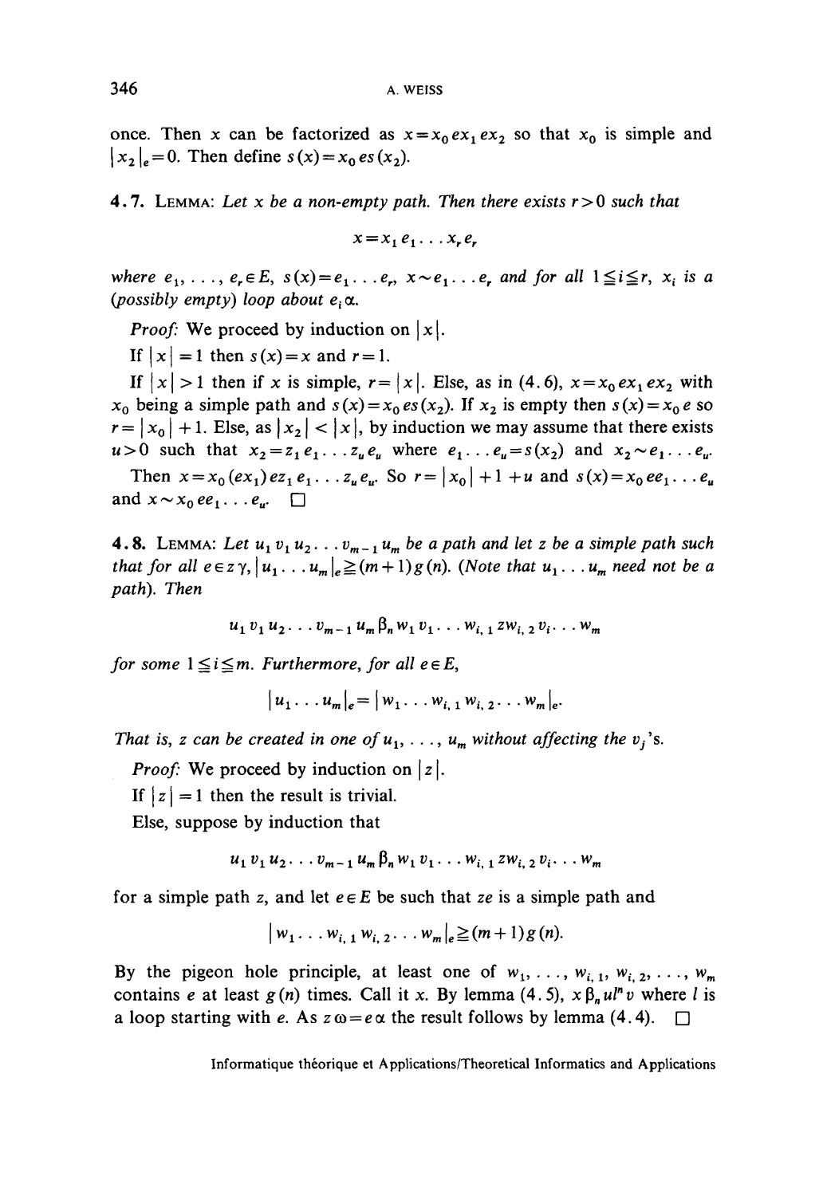once. Then $x$ can be factorized as $x = x_0 e x_1 e x_2$ so that $x_0$ is simple and $|x_2|_e = 0$. Then define $s(x) = x_0 e s(x_2)$.

**4.7.** LEMMA: *Let $x$ be a non-empty path. Then there exists $r > 0$ such that*

$$x = x_1 e_1 \ldots x_r e_r$$

*where $e_1, \ldots, e_r \in E$, $s(x) = e_1 \ldots e_r$, $x \sim e_1 \ldots e_r$ and for all $1 \leqq i \leqq r$, $x_i$ is a (possibly empty) loop about $e_i \alpha$.*

*Proof:* We proceed by induction on $|x|$.

If $|x| = 1$ then $s(x) = x$ and $r = 1$.

If $|x| > 1$ then if $x$ is simple, $r = |x|$. Else, as in (4.6), $x = x_0 e x_1 e x_2$ with $x_0$ being a simple path and $s(x) = x_0 e s(x_2)$. If $x_2$ is empty then $s(x) = x_0 e$ so $r = |x_0| + 1$. Else, as $|x_2| < |x|$, by induction we may assume that there exists $u > 0$ such that $x_2 = z_1 e_1 \ldots z_u e_u$ where $e_1 \ldots e_u = s(x_2)$ and $x_2 \sim e_1 \ldots e_u$.

Then $x = x_0 (e x_1) e z_1 e_1 \ldots z_u e_u$. So $r = |x_0| + 1 + u$ and $s(x) = x_0 e e_1 \ldots e_u$ and $x \sim x_0 e e_1 \ldots e_u$. $\square$

**4.8.** LEMMA: *Let $u_1 v_1 u_2 \ldots v_{m-1} u_m$ be a path and let $z$ be a simple path such that for all $e \in z\gamma$, $|u_1 \ldots u_m|_e \geqq (m+1) g(n)$. (Note that $u_1 \ldots u_m$ need not be a path). Then*

$$u_1 v_1 u_2 \ldots v_{m-1} u_m \beta_n w_1 v_1 \ldots w_{i,1} z w_{i,2} v_i \ldots w_m$$

*for some $1 \leqq i \leqq m$. Furthermore, for all $e \in E$,*

$$|u_1 \ldots u_m|_e = |w_1 \ldots w_{i,1} w_{i,2} \ldots w_m|_e.$$

*That is, $z$ can be created in one of $u_1, \ldots, u_m$ without affecting the $v_j$'s.*

*Proof:* We proceed by induction on $|z|$.

If $|z| = 1$ then the result is trivial.

Else, suppose by induction that

$$u_1 v_1 u_2 \ldots v_{m-1} u_m \beta_n w_1 v_1 \ldots w_{i,1} z w_{i,2} v_i \ldots w_m$$

for a simple path $z$, and let $e \in E$ be such that $ze$ is a simple path and

$$|w_1 \ldots w_{i,1} w_{i,2} \ldots w_m|_e \geqq (m+1) g(n).$$

By the pigeon hole principle, at least one of $w_1, \ldots, w_{i,1}, w_{i,2}, \ldots, w_m$ contains $e$ at least $g(n)$ times. Call it $x$. By lemma (4.5), $x \beta_n u l^n v$ where $l$ is a loop starting with $e$. As $z\omega = e\alpha$ the result follows by lemma (4.4). $\square$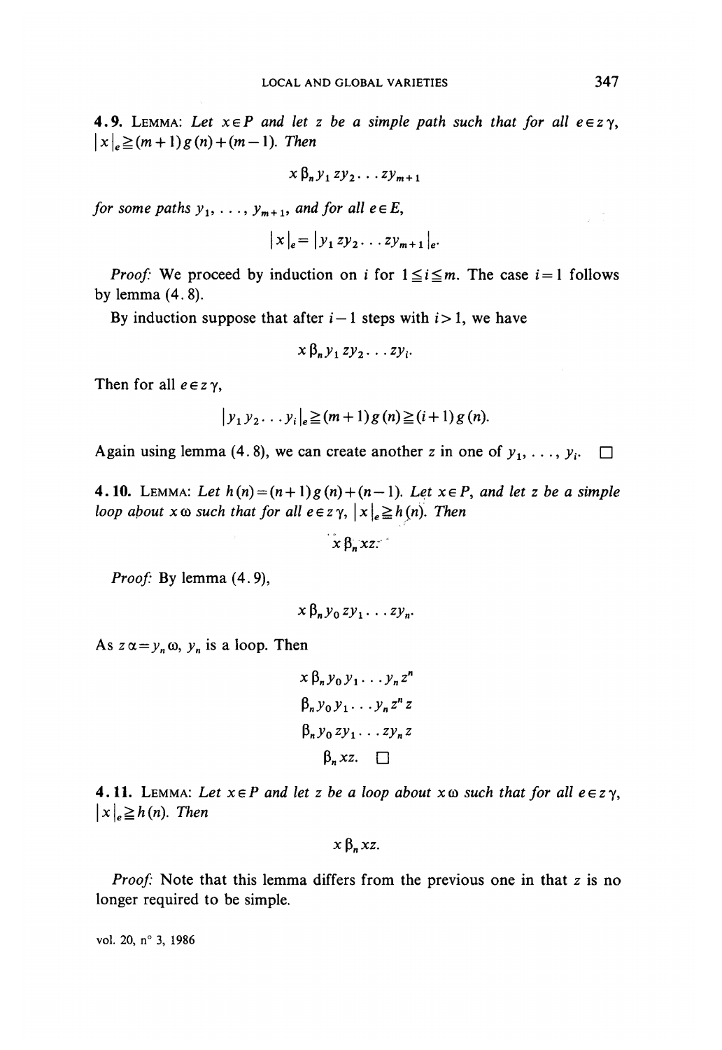**4.9. Lemma:** *Let $x \in P$ and let $z$ be a simple path such that for all $e \in z\gamma$, $|x|_e \geqq (m+1)g(n) + (m-1)$. Then*

$$x \,\beta_n\, y_1 z y_2 \ldots z y_{m+1}$$

*for some paths $y_1, \ldots, y_{m+1}$, and for all $e \in E$,*

$$|x|_e = |y_1 z y_2 \ldots z y_{m+1}|_e.$$

*Proof:* We proceed by induction on $i$ for $1 \leqq i \leqq m$. The case $i=1$ follows by lemma (4.8).

By induction suppose that after $i-1$ steps with $i>1$, we have

$$x \,\beta_n\, y_1 z y_2 \ldots z y_i.$$

Then for all $e \in z\gamma$,

$$|y_1 y_2 \ldots y_i|_e \geqq (m+1)g(n) \geqq (i+1)g(n).$$

Again using lemma (4.8), we can create another $z$ in one of $y_1, \ldots, y_i$. $\square$

**4.10. Lemma:** *Let $h(n) = (n+1)g(n) + (n-1)$. Let $x \in P$, and let $z$ be a simple loop about $x\omega$ such that for all $e \in z\gamma$, $|x|_e \geqq h(n)$. Then*

$$x \,\beta_n\, xz.$$

*Proof:* By lemma (4.9),

$$x \,\beta_n\, y_0 z y_1 \ldots z y_n.$$

As $z\alpha = y_n \omega$, $y_n$ is a loop. Then

$$\begin{aligned} x \,\beta_n\, & y_0 y_1 \ldots y_n z^n \\ \beta_n\, & y_0 y_1 \ldots y_n z^n z \\ \beta_n\, & y_0 z y_1 \ldots z y_n z \\ \beta_n\, & xz. \quad \square \end{aligned}$$

**4.11. Lemma:** *Let $x \in P$ and let $z$ be a loop about $x\omega$ such that for all $e \in z\gamma$, $|x|_e \geqq h(n)$. Then*

$$x \,\beta_n\, xz.$$

*Proof:* Note that this lemma differs from the previous one in that $z$ is no longer required to be simple.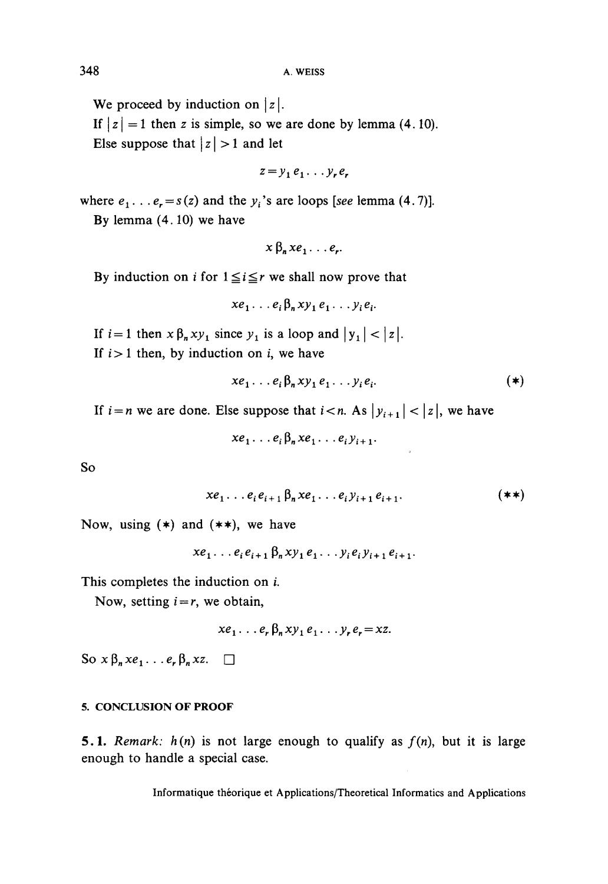We proceed by induction on $|z|$.

If $|z| = 1$ then $z$ is simple, so we are done by lemma (4.10).

Else suppose that $|z| > 1$ and let

$$z = y_1 e_1 \ldots y_r e_r$$

where $e_1 \ldots e_r = s(z)$ and the $y_i$'s are loops [*see* lemma (4.7)].

By lemma (4.10) we have

$$x \, \beta_n \, x e_1 \ldots e_r.$$

By induction on $i$ for $1 \leqq i \leqq r$ we shall now prove that

$$x e_1 \ldots e_i \, \beta_n \, x y_1 e_1 \ldots y_i e_i.$$

If $i = 1$ then $x \, \beta_n \, x y_1$ since $y_1$ is a loop and $|y_1| < |z|$.

If $i > 1$ then, by induction on $i$, we have

$$x e_1 \ldots e_i \, \beta_n \, x y_1 e_1 \ldots y_i e_i. \tag{$*$}$$

If $i = n$ we are done. Else suppose that $i < n$. As $|y_{i+1}| < |z|$, we have

$$x e_1 \ldots e_i \, \beta_n \, x e_1 \ldots e_i y_{i+1}.$$

So

$$x e_1 \ldots e_i e_{i+1} \, \beta_n \, x e_1 \ldots e_i y_{i+1} e_{i+1}. \tag{$**$}$$

Now, using $(*)$ and $(**)$, we have

$$x e_1 \ldots e_i e_{i+1} \, \beta_n \, x y_1 e_1 \ldots y_i e_i y_{i+1} e_{i+1}.$$

This completes the induction on $i$.

Now, setting $i = r$, we obtain,

$$x e_1 \ldots e_r \, \beta_n \, x y_1 e_1 \ldots y_r e_r = xz.$$

So $x \, \beta_n \, x e_1 \ldots e_r \, \beta_n \, xz$. $\square$

## 5. CONCLUSION OF PROOF

**5.1.** *Remark:* $h(n)$ is not large enough to qualify as $f(n)$, but it is large enough to handle a special case.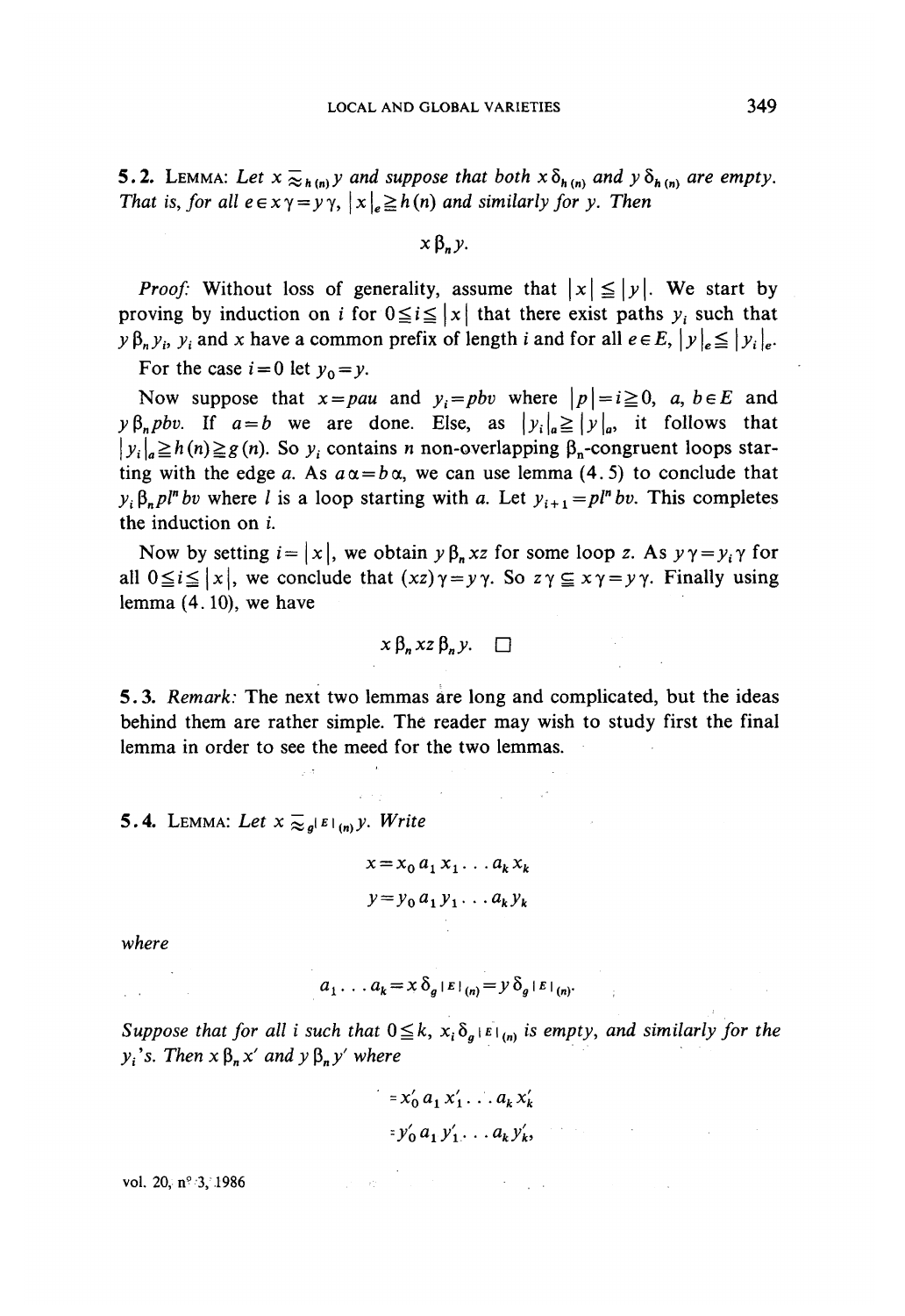**5.2. Lemma:** *Let $x \approx_{h(n)} y$ and suppose that both $x\delta_{h(n)}$ and $y\delta_{h(n)}$ are empty. That is, for all $e \in x\gamma = y\gamma$, $|x|_e \geq h(n)$ and similarly for $y$. Then*

$$x \beta_n y.$$

*Proof:* Without loss of generality, assume that $|x| \leq |y|$. We start by proving by induction on $i$ for $0 \leq i \leq |x|$ that there exist paths $y_i$ such that $y \beta_n y_i$, $y_i$ and $x$ have a common prefix of length $i$ and for all $e \in E$, $|y|_e \leq |y_i|_e$.

For the case $i=0$ let $y_0 = y$.

Now suppose that $x = pau$ and $y_i = pbv$ where $|p| = i \geq 0$, $a, b \in E$ and $y \beta_n pbv$. If $a=b$ we are done. Else, as $|y_i|_a \geq |y|_a$, it follows that $|y_i|_a \geq h(n) \geq g(n)$. So $y_i$ contains $n$ non-overlapping $\beta_n$-congruent loops starting with the edge $a$. As $a\alpha = b\alpha$, we can use lemma (4.5) to conclude that $y_i \beta_n pl^n bv$ where $l$ is a loop starting with $a$. Let $y_{i+1} = pl^n bv$. This completes the induction on $i$.

Now by setting $i = |x|$, we obtain $y \beta_n xz$ for some loop $z$. As $y\gamma = y_i\gamma$ for all $0 \leq i \leq |x|$, we conclude that $(xz)\gamma = y\gamma$. So $z\gamma \subseteq x\gamma = y\gamma$. Finally using lemma (4.10), we have

$$x \beta_n xz \beta_n y. \quad \square$$

**5.3.** *Remark:* The next two lemmas are long and complicated, but the ideas behind them are rather simple. The reader may wish to study first the final lemma in order to see the meed for the two lemmas.

**5.4. Lemma:** *Let $x \approx_{g^{|E|}(n)} y$. Write*

$$x = x_0 a_1 x_1 \ldots a_k x_k$$

$$y = y_0 a_1 y_1 \ldots a_k y_k$$

*where*

$$a_1 \ldots a_k = x\delta_{g^{|E|}(n)} = y\delta_{g^{|E|}(n)}.$$

*Suppose that for all $i$ such that $0 \leq k$, $x_i \delta_{g^{|E|}(n)}$ is empty, and similarly for the $y_i$'s. Then $x \beta_n x'$ and $y \beta_n y'$ where*

$$= x'_0 a_1 x'_1 \ldots a_k x'_k$$

$$= y'_0 a_1 y'_1 \ldots a_k y'_k,$$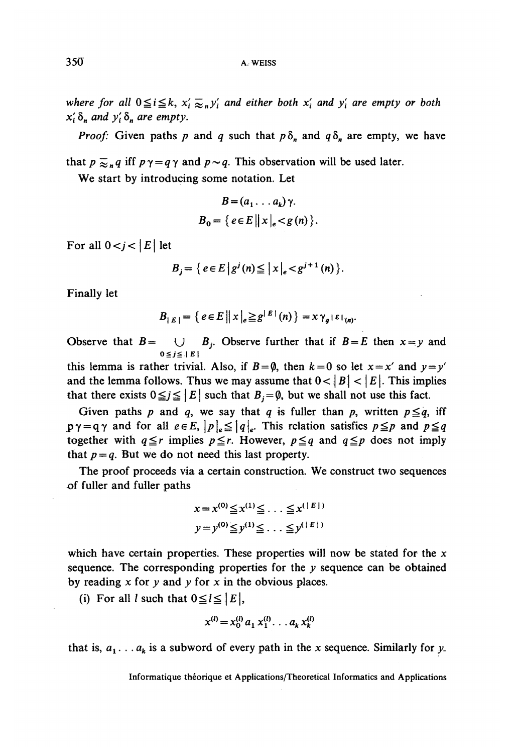*where for all* $0 \leqq i \leqq k$, $x'_i \approx_n y'_i$ *and either both* $x'_i$ *and* $y'_i$ *are empty or both* $x'_i \delta_n$ *and* $y'_i \delta_n$ *are empty.*

*Proof:* Given paths $p$ and $q$ such that $p\delta_n$ and $q\delta_n$ are empty, we have that $p \approx_n q$ iff $p\gamma = q\gamma$ and $p \sim q$. This observation will be used later.

We start by introducing some notation. Let

$$B = (a_1 \ldots a_k)\gamma.$$

$$B_0 = \{ e \in E \,\|\, x|_e < g(n) \}.$$

For all $0 < j < |E|$ let

$$B_j = \{ e \in E \,|\, g^j(n) \leqq |x|_e < g^{j+1}(n) \}.$$

Finally let

$$B_{|E|} = \{ e \in E \,\|\, x|_e \geqq g^{|E|}(n) \} = x\gamma_{g^{|E|}(n)}.$$

Observe that $B = \bigcup_{0 \leqq j \leqq |E|} B_j$. Observe further that if $B = E$ then $x = y$ and this lemma is rather trivial. Also, if $B = \emptyset$, then $k = 0$ so let $x = x'$ and $y = y'$ and the lemma follows. Thus we may assume that $0 < |B| < |E|$. This implies that there exists $0 \leqq j \leqq |E|$ such that $B_j = \emptyset$, but we shall not use this fact.

Given paths $p$ and $q$, we say that $q$ is fuller than $p$, written $p \leqq q$, iff $p\gamma = q\gamma$ and for all $e \in E$, $|p|_e \leqq |q|_e$. This relation satisfies $p \leqq p$ and $p \leqq q$ together with $q \leqq r$ implies $p \leqq r$. However, $p \leqq q$ and $q \leqq p$ does not imply that $p = q$. But we do not need this last property.

The proof proceeds via a certain construction. We construct two sequences of fuller and fuller paths

$$x = x^{(0)} \leqq x^{(1)} \leqq \ldots \leqq x^{(|E|)}$$
$$y = y^{(0)} \leqq y^{(1)} \leqq \ldots \leqq y^{(|E|)}$$

which have certain properties. These properties will now be stated for the $x$ sequence. The corresponding properties for the $y$ sequence can be obtained by reading $x$ for $y$ and $y$ for $x$ in the obvious places.

(i) For all $l$ such that $0 \leqq l \leqq |E|$,

$$x^{(l)} = x_0^{(l)} a_1 x_1^{(l)} \ldots a_k x_k^{(l)}$$

that is, $a_1 \ldots a_k$ is a subword of every path in the $x$ sequence. Similarly for $y$.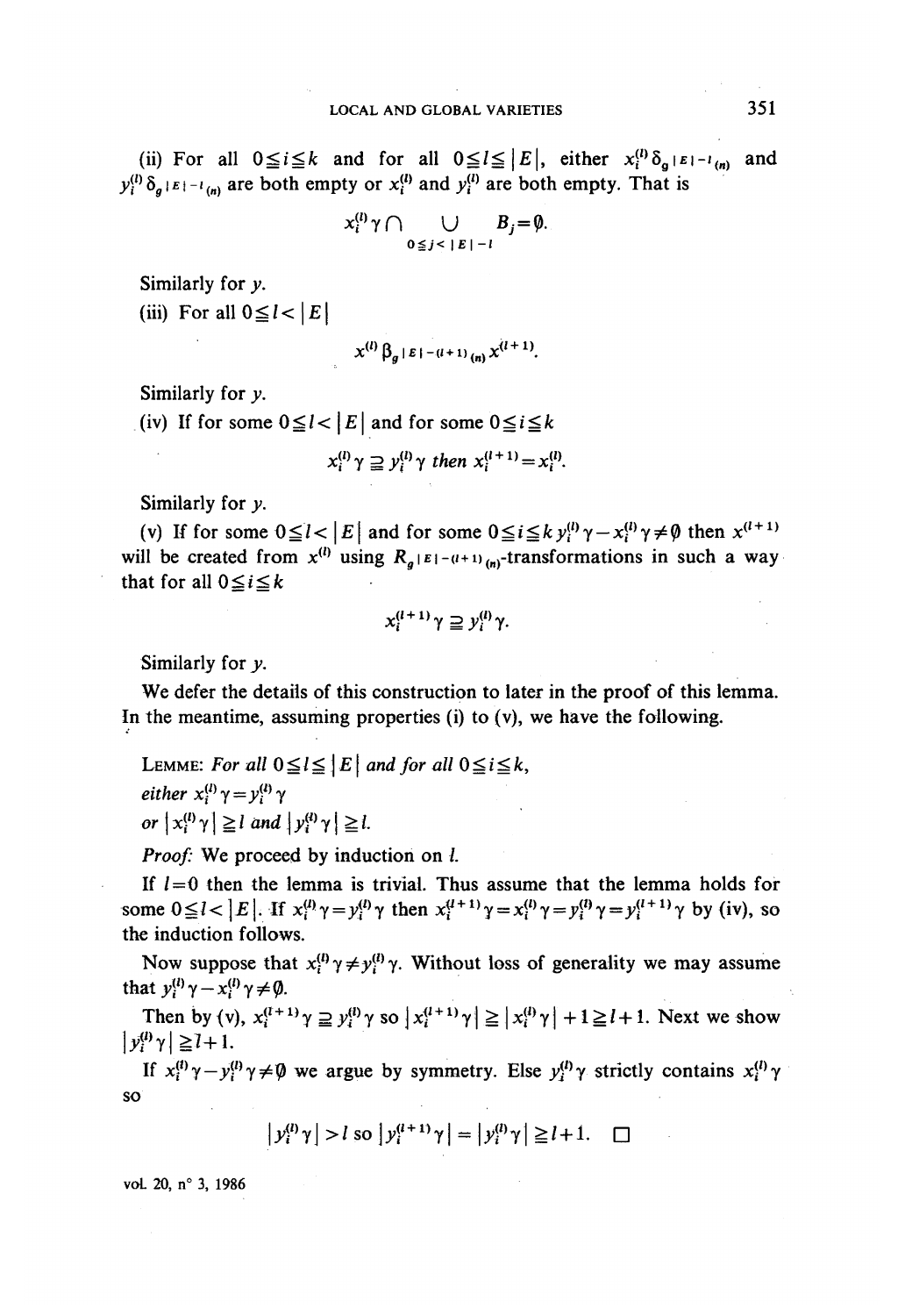(ii) For all $0 \leq i \leq k$ and for all $0 \leq l \leq |E|$, either $x_i^{(l)} \delta_{g^{|E|-l}(n)}$ and $y_i^{(l)} \delta_{g^{|E|-l}(n)}$ are both empty or $x_i^{(l)}$ and $y_i^{(l)}$ are both empty. That is

$$x_i^{(l)} \gamma \cap \bigcup_{0 \leq j < |E|-l} B_j = \emptyset.$$

Similarly for $y$.

(iii) For all $0 \leq l < |E|$

$$x^{(l)} \beta_{g^{|E|-(l+1)}(n)} x^{(l+1)}.$$

Similarly for $y$.

(iv) If for some $0 \leq l < |E|$ and for some $0 \leq i \leq k$

$$x_i^{(l)} \gamma \supseteq y_i^{(l)} \gamma \textit{ then } x_i^{(l+1)} = x_i^{(l)}.$$

Similarly for $y$.

(v) If for some $0 \leq l < |E|$ and for some $0 \leq i \leq k$ $y_i^{(l)} \gamma - x_i^{(l)} \gamma \neq \emptyset$ then $x^{(l+1)}$ will be created from $x^{(l)}$ using $R_{g^{|E|-(l+1)}(n)}$-transformations in such a way that for all $0 \leq i \leq k$

$$x_i^{(l+1)} \gamma \supseteq y_i^{(l)} \gamma.$$

Similarly for $y$.

We defer the details of this construction to later in the proof of this lemma. In the meantime, assuming properties (i) to (v), we have the following.

LEMME: *For all $0 \leq l \leq |E|$ and for all $0 \leq i \leq k$,*
*either $x_i^{(l)} \gamma = y_i^{(l)} \gamma$*
*or $|x_i^{(l)} \gamma| \geq l$ and $|y_i^{(l)} \gamma| \geq l$.*

*Proof:* We proceed by induction on $l$.

If $l = 0$ then the lemma is trivial. Thus assume that the lemma holds for some $0 \leq l < |E|$. If $x_i^{(l)} \gamma = y_i^{(l)} \gamma$ then $x_i^{(l+1)} \gamma = x_i^{(l)} \gamma = y_i^{(l)} \gamma = y_i^{(l+1)} \gamma$ by (iv), so the induction follows.

Now suppose that $x_i^{(l)} \gamma \neq y_i^{(l)} \gamma$. Without loss of generality we may assume that $y_i^{(l)} \gamma - x_i^{(l)} \gamma \neq \emptyset$.

Then by (v), $x_i^{(l+1)} \gamma \supseteq y_i^{(l)} \gamma$ so $|x_i^{(l+1)} \gamma| \geq |x_i^{(l)} \gamma| + 1 \geq l + 1$. Next we show $|y_i^{(l)} \gamma| \geq l + 1$.

If $x_i^{(l)} \gamma - y_i^{(l)} \gamma \neq \emptyset$ we argue by symmetry. Else $y_i^{(l)} \gamma$ strictly contains $x_i^{(l)} \gamma$ so

$$|y_i^{(l)} \gamma| > l \text{ so } |y_i^{(l+1)} \gamma| = |y_i^{(l)} \gamma| \geq l + 1. \quad \square$$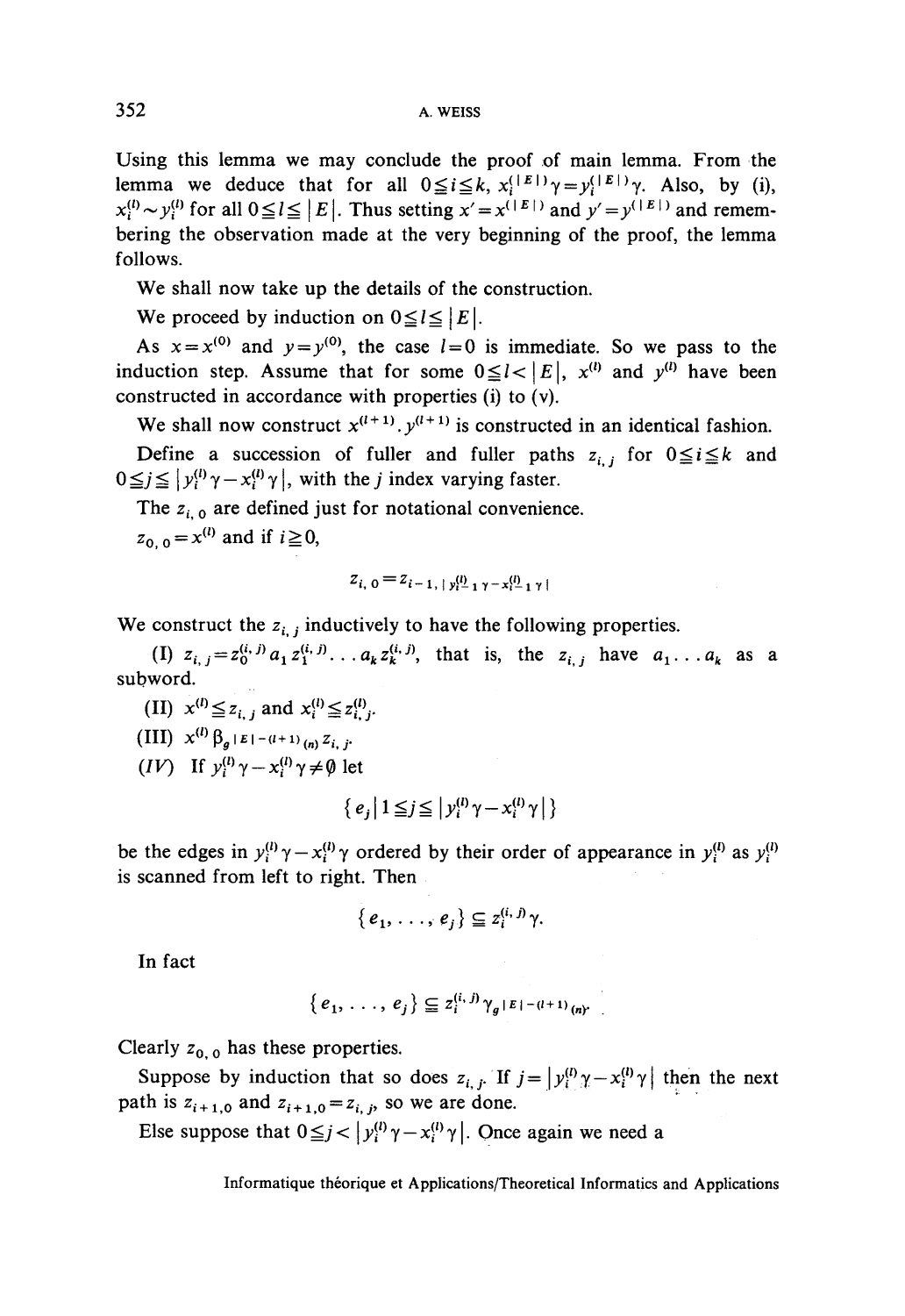Using this lemma we may conclude the proof of main lemma. From the lemma we deduce that for all $0 \leqq i \leqq k$, $x_i^{(|E|)}\gamma = y_i^{(|E|)}\gamma$. Also, by (i), $x_i^{(l)} \sim y_i^{(l)}$ for all $0 \leqq l \leqq |E|$. Thus setting $x' = x^{(|E|)}$ and $y' = y^{(|E|)}$ and remembering the observation made at the very beginning of the proof, the lemma follows.

We shall now take up the details of the construction.

We proceed by induction on $0 \leqq l \leqq |E|$.

As $x = x^{(0)}$ and $y = y^{(0)}$, the case $l = 0$ is immediate. So we pass to the induction step. Assume that for some $0 \leqq l < |E|$, $x^{(l)}$ and $y^{(l)}$ have been constructed in accordance with properties (i) to (v).

We shall now construct $x^{(l+1)}$. $y^{(l+1)}$ is constructed in an identical fashion.

Define a succession of fuller and fuller paths $z_{i,j}$ for $0 \leqq i \leqq k$ and $0 \leqq j \leqq |y_i^{(l)}\gamma - x_i^{(l)}\gamma|$, with the $j$ index varying faster.

The $z_{i,0}$ are defined just for notational convenience.

$z_{0,0} = x^{(l)}$ and if $i \geqq 0$,

$$z_{i,0} = z_{i-1,\,|y_{i-1}^{(l)}\gamma - x_{i-1}^{(l)}\gamma|}$$

We construct the $z_{i,j}$ inductively to have the following properties.

(I) $z_{i,j} = z_0^{(i,j)} a_1 z_1^{(i,j)} \ldots a_k z_k^{(i,j)}$, that is, the $z_{i,j}$ have $a_1 \ldots a_k$ as a subword.

(II) $x^{(l)} \leqq z_{i,j}$ and $x_i^{(l)} \leqq z_{i,j}^{(l)}$.

(III) $x^{(l)}\, \beta_{g\,|E|-(l+1)\,(n)}\, z_{i,j}$.

*(IV)* If $y_i^{(l)}\gamma - x_i^{(l)}\gamma \neq \emptyset$ let

$$\{e_j \mid 1 \leqq j \leqq |y_i^{(l)}\gamma - x_i^{(l)}\gamma|\}$$

be the edges in $y_i^{(l)}\gamma - x_i^{(l)}\gamma$ ordered by their order of appearance in $y_i^{(l)}$ as $y_i^{(l)}$ is scanned from left to right. Then

$$\{e_1, \ldots, e_j\} \subseteq z_i^{(i,j)}\gamma.$$

In fact

$$\{e_1, \ldots, e_j\} \subseteq z_i^{(i,j)}\gamma_{g\,|E|-(l+1)\,(n)}.$$

Clearly $z_{0,0}$ has these properties.

Suppose by induction that so does $z_{i,j}$. If $j = |y_i^{(l)}\gamma - x_i^{(l)}\gamma|$ then the next path is $z_{i+1,0}$ and $z_{i+1,0} = z_{i,j}$, so we are done.

Else suppose that $0 \leqq j < |y_i^{(l)}\gamma - x_i^{(l)}\gamma|$. Once again we need a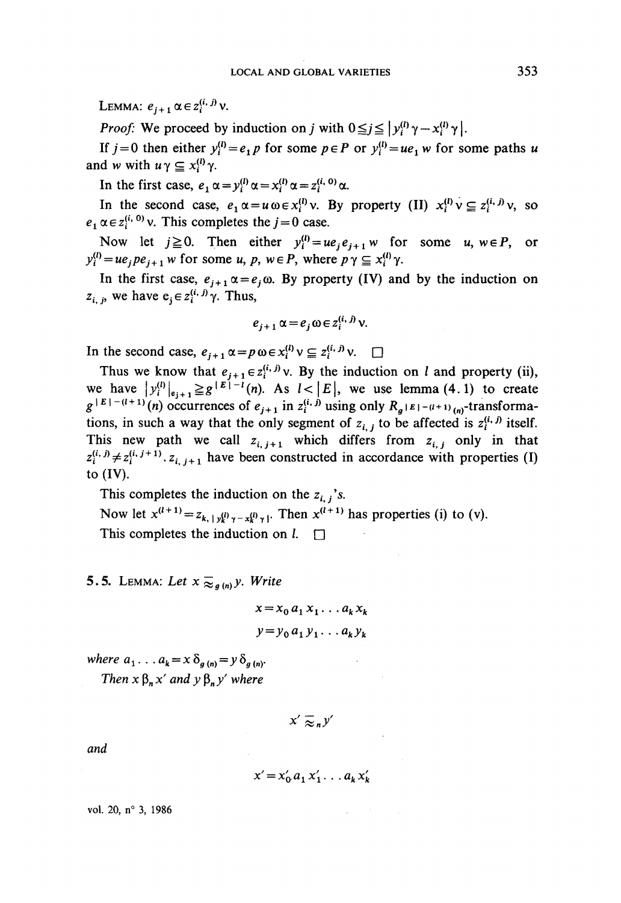LEMMA: $e_{j+1}\alpha \in z_i^{(i,j)}\nu$.

*Proof:* We proceed by induction on $j$ with $0 \leqq j \leqq |y_i^{(l)}\gamma - x_i^{(l)}\gamma|$.

If $j=0$ then either $y_i^{(l)} = e_1 p$ for some $p \in P$ or $y_i^{(l)} = u e_1 w$ for some paths $u$ and $w$ with $u\gamma \subseteqq x_i^{(l)}\gamma$.

In the first case, $e_1 \alpha = y_i^{(l)}\alpha = x_i^{(l)}\alpha = z_i^{(i,0)}\alpha$.

In the second case, $e_1\alpha = u\omega \in x_i^{(l)}\nu$. By property (II) $x_i^{(l)}\nu \subseteqq z_i^{(i,j)}\nu$, so $e_1\alpha \in z_i^{(i,0)}\nu$. This completes the $j=0$ case.

Now let $j \geqq 0$. Then either $y_i^{(l)} = u e_j e_{j+1} w$ for some $u, w \in P$, or $y_i^{(l)} = u e_j p e_{j+1} w$ for some $u$, $p$, $w \in P$, where $p\gamma \subseteqq x_i^{(l)}\gamma$.

In the first case, $e_{j+1}\alpha = e_j\omega$. By property (IV) and by the induction on $z_{i,j}$, we have $e_j \in z_i^{(i,j)}\gamma$. Thus,

$$e_{j+1}\alpha = e_j\omega \in z_i^{(i,j)}\nu.$$

In the second case, $e_{j+1}\alpha = p\omega \in x_i^{(l)}\nu \subseteqq z_i^{(i,j)}\nu$. $\square$

Thus we know that $e_{j+1} \in z_i^{(i,j)}\nu$. By the induction on $l$ and property (ii), we have $|y_i^{(l)}|_{e_{j+1}} \geqq g^{|E|-l}(n)$. As $l < |E|$, we use lemma (4.1) to create $g^{|E|-(l+1)}(n)$ occurrences of $e_{j+1}$ in $z_i^{(i,j)}$ using only $R_{g^{|E|-(l+1)}(n)}$-transformations, in such a way that the only segment of $z_{i,j}$ to be affected is $z_i^{(i,j)}$ itself. This new path we call $z_{i,j+1}$ which differs from $z_{i,j}$ only in that $z_i^{(i,j)} \neq z_i^{(i,j+1)}$. $z_{i,j+1}$ have been constructed in accordance with properties (I) to (IV).

This completes the induction on the $z_{i,j}$'s.

Now let $x^{(l+1)} = z_{k,|y_k^{(l)}\gamma - x_k^{(l)}\gamma|}$. Then $x^{(l+1)}$ has properties (i) to (v).

This completes the induction on $l$. $\square$

**5.5.** LEMMA: *Let* $x \approx_{g(n)} y$. *Write*

$$x = x_0 a_1 x_1 \ldots a_k x_k$$

$$y = y_0 a_1 y_1 \ldots a_k y_k$$

*where* $a_1 \ldots a_k = x\,\delta_{g(n)} = y\,\delta_{g(n)}$.

*Then* $x\,\beta_n x'$ *and* $y\,\beta_n y'$ *where*

$$x' \approx_n y'$$

*and*

$$x' = x'_0 a_1 x'_1 \ldots a_k x'_k$$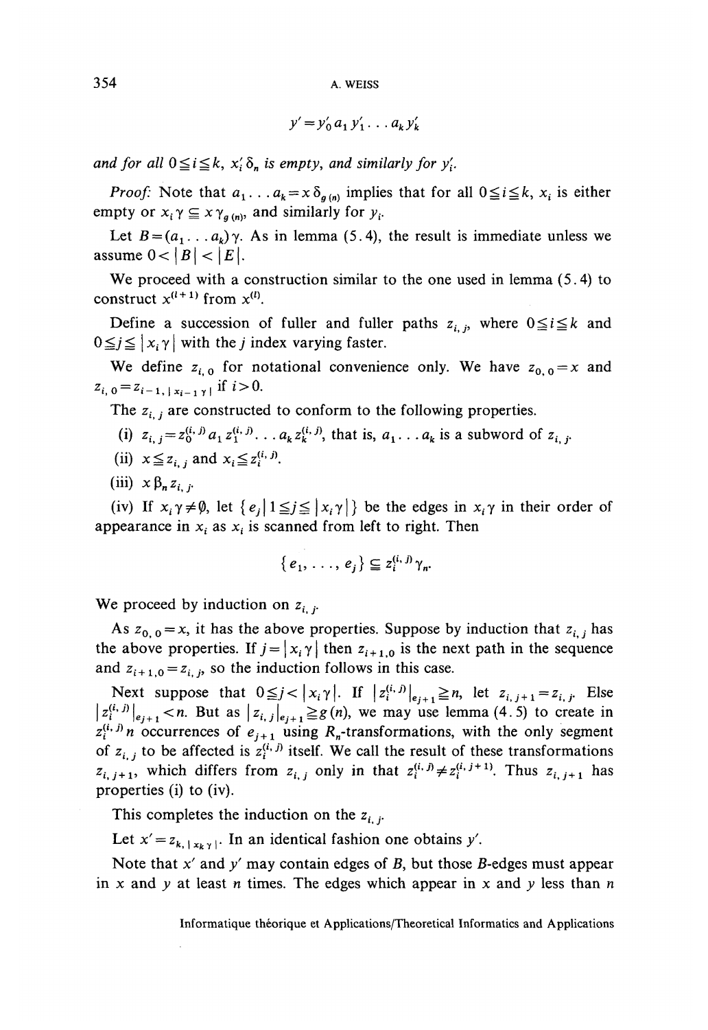$$y' = y'_0 a_1 y'_1 \ldots a_k y'_k$$

*and for all* $0 \leqq i \leqq k$, $x'_i \delta_n$ *is empty, and similarly for* $y'_i$.

*Proof:* Note that $a_1 \ldots a_k = x \delta_{g(n)}$ implies that for all $0 \leqq i \leqq k$, $x_i$ is either empty or $x_i \gamma \subseteqq x \gamma_{g(n)}$, and similarly for $y_i$.

Let $B = (a_1 \ldots a_k) \gamma$. As in lemma (5.4), the result is immediate unless we assume $0 < |B| < |E|$.

We proceed with a construction similar to the one used in lemma (5.4) to construct $x^{(l+1)}$ from $x^{(l)}$.

Define a succession of fuller and fuller paths $z_{i,j}$, where $0 \leqq i \leqq k$ and $0 \leqq j \leqq |x_i \gamma|$ with the $j$ index varying faster.

We define $z_{i,0}$ for notational convenience only. We have $z_{0,0} = x$ and $z_{i,0} = z_{i-1, |x_{i-1}\gamma|}$ if $i > 0$.

The $z_{i,j}$ are constructed to conform to the following properties.

(i) $z_{i,j} = z_0^{(i,j)} a_1 z_1^{(i,j)} \ldots a_k z_k^{(i,j)}$, that is, $a_1 \ldots a_k$ is a subword of $z_{i,j}$.

(ii) $x \leqq z_{i,j}$ and $x_i \leqq z_i^{(i,j)}$.

(iii) $x \beta_n z_{i,j}$.

(iv) If $x_i \gamma \neq \emptyset$, let $\{e_j \mid 1 \leqq j \leqq |x_i \gamma|\}$ be the edges in $x_i \gamma$ in their order of appearance in $x_i$ as $x_i$ is scanned from left to right. Then

$$\{e_1, \ldots, e_j\} \subseteqq z_i^{(i,j)} \gamma_n.$$

We proceed by induction on $z_{i,j}$.

As $z_{0,0} = x$, it has the above properties. Suppose by induction that $z_{i,j}$ has the above properties. If $j = |x_i \gamma|$ then $z_{i+1,0}$ is the next path in the sequence and $z_{i+1,0} = z_{i,j}$, so the induction follows in this case.

Next suppose that $0 \leqq j < |x_i \gamma|$. If $|z_i^{(i,j)}|_{e_{j+1}} \geqq n$, let $z_{i,j+1} = z_{i,j}$. Else $|z_i^{(i,j)}|_{e_{j+1}} < n$. But as $|z_{i,j}|_{e_{j+1}} \geqq g(n)$, we may use lemma (4.5) to create in $z_i^{(i,j)}$ $n$ occurrences of $e_{j+1}$ using $R_n$-transformations, with the only segment of $z_{i,j}$ to be affected is $z_i^{(i,j)}$ itself. We call the result of these transformations $z_{i,j+1}$, which differs from $z_{i,j}$ only in that $z_i^{(i,j)} \neq z_i^{(i,j+1)}$. Thus $z_{i,j+1}$ has properties (i) to (iv).

This completes the induction on the $z_{i,j}$.

Let $x' = z_{k, |x_k \gamma|}$. In an identical fashion one obtains $y'$.

Note that $x'$ and $y'$ may contain edges of $B$, but those $B$-edges must appear in $x$ and $y$ at least $n$ times. The edges which appear in $x$ and $y$ less than $n$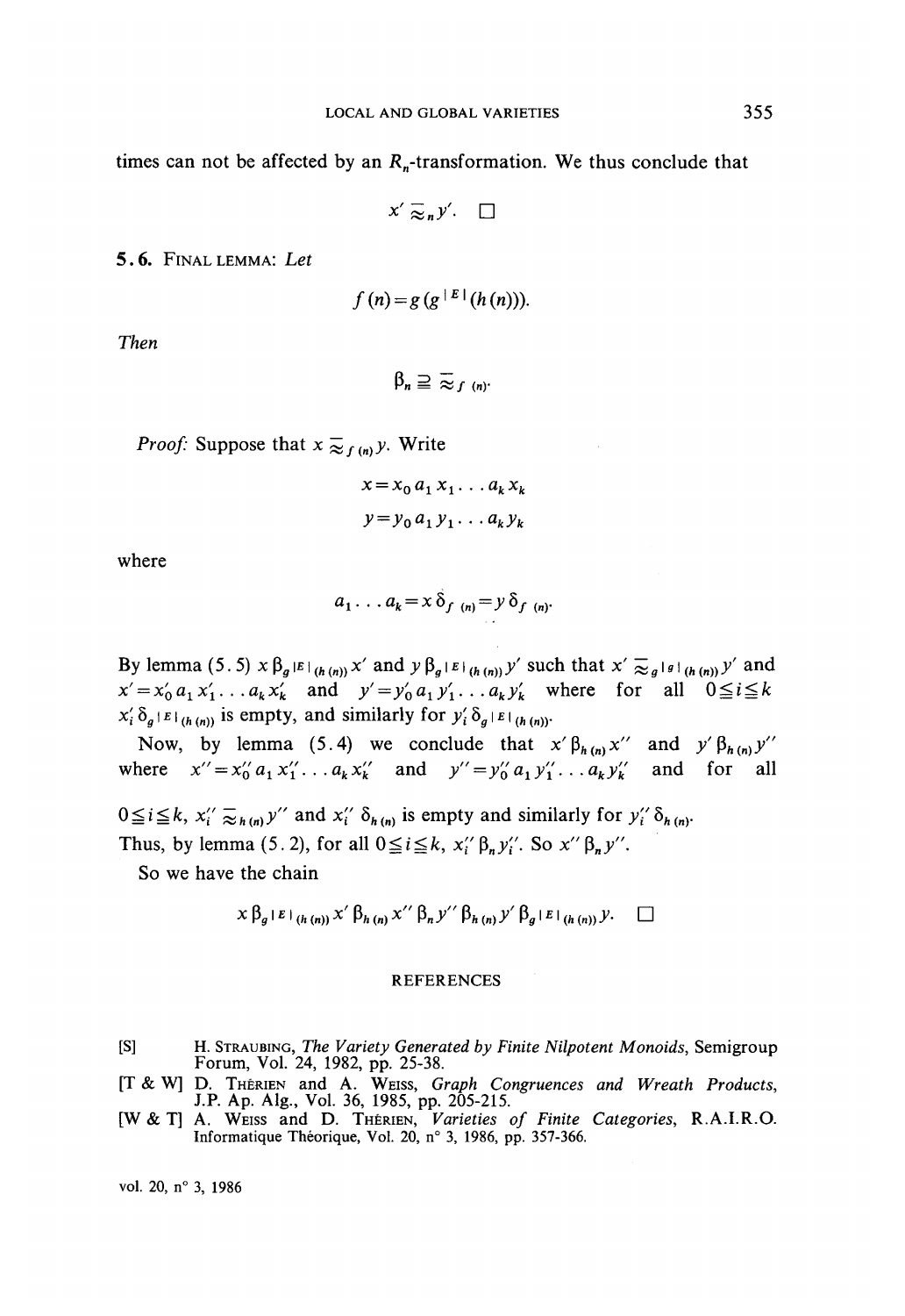times can not be affected by an $R_n$-transformation. We thus conclude that

$$x' \mathrel{\bar{\approx}_n} y'. \quad \square$$

**5.6.** FINAL LEMMA: *Let*

$$f(n) = g(g^{|E|}(h(n))).$$

*Then*

$$\beta_n \supseteq \bar{\approx}_{f(n)}.$$

*Proof:* Suppose that $x \mathrel{\bar{\approx}_{f(n)}} y$. Write

$$x = x_0 a_1 x_1 \ldots a_k x_k$$

$$y = y_0 a_1 y_1 \ldots a_k y_k$$

where

$$a_1 \ldots a_k = x \delta_{f(n)} = y \delta_{f(n)}.$$

By lemma (5.5) $x \beta_{g^{|E|}(h(n))} x'$ and $y \beta_{g^{|E|}(h(n))} y'$ such that $x' \mathrel{\bar{\approx}_{g^{|g|}(h(n))}} y'$ and $x' = x'_0 a_1 x'_1 \ldots a_k x'_k$ and $y' = y'_0 a_1 y'_1 \ldots a_k y'_k$ where for all $0 \leqq i \leqq k$ $x'_i \delta_{g^{|E|}(h(n))}$ is empty, and similarly for $y'_i \delta_{g^{|E|}(h(n))}$.

Now, by lemma (5.4) we conclude that $x' \beta_{h(n)} x''$ and $y' \beta_{h(n)} y''$ where $x'' = x''_0 a_1 x''_1 \ldots a_k x''_k$ and $y'' = y''_0 a_1 y''_1 \ldots a_k y''_k$ and for all $0 \leqq i \leqq k$, $x''_i \mathrel{\bar{\approx}_{h(n)}} y''$ and $x''_i \delta_{h(n)}$ is empty and similarly for $y''_i \delta_{h(n)}$. Thus, by lemma (5.2), for all $0 \leqq i \leqq k$, $x''_i \beta_n y''_i$. So $x'' \beta_n y''$.

So we have the chain

$$x \beta_{g^{|E|}(h(n))} x' \beta_{h(n)} x'' \beta_n y'' \beta_{h(n)} y' \beta_{g^{|E|}(h(n))} y. \quad \square$$

## REFERENCES

[S] H. STRAUBING, *The Variety Generated by Finite Nilpotent Monoids*, Semigroup Forum, Vol. 24, 1982, pp. 25-38.

[T & W] D. THÉRIEN and A. WEISS, *Graph Congruences and Wreath Products*, J.P. Ap. Alg., Vol. 36, 1985, pp. 205-215.

[W & T] A. WEISS and D. THÉRIEN, *Varieties of Finite Categories*, R.A.I.R.O. Informatique Théorique, Vol. 20, n° 3, 1986, pp. 357-366.